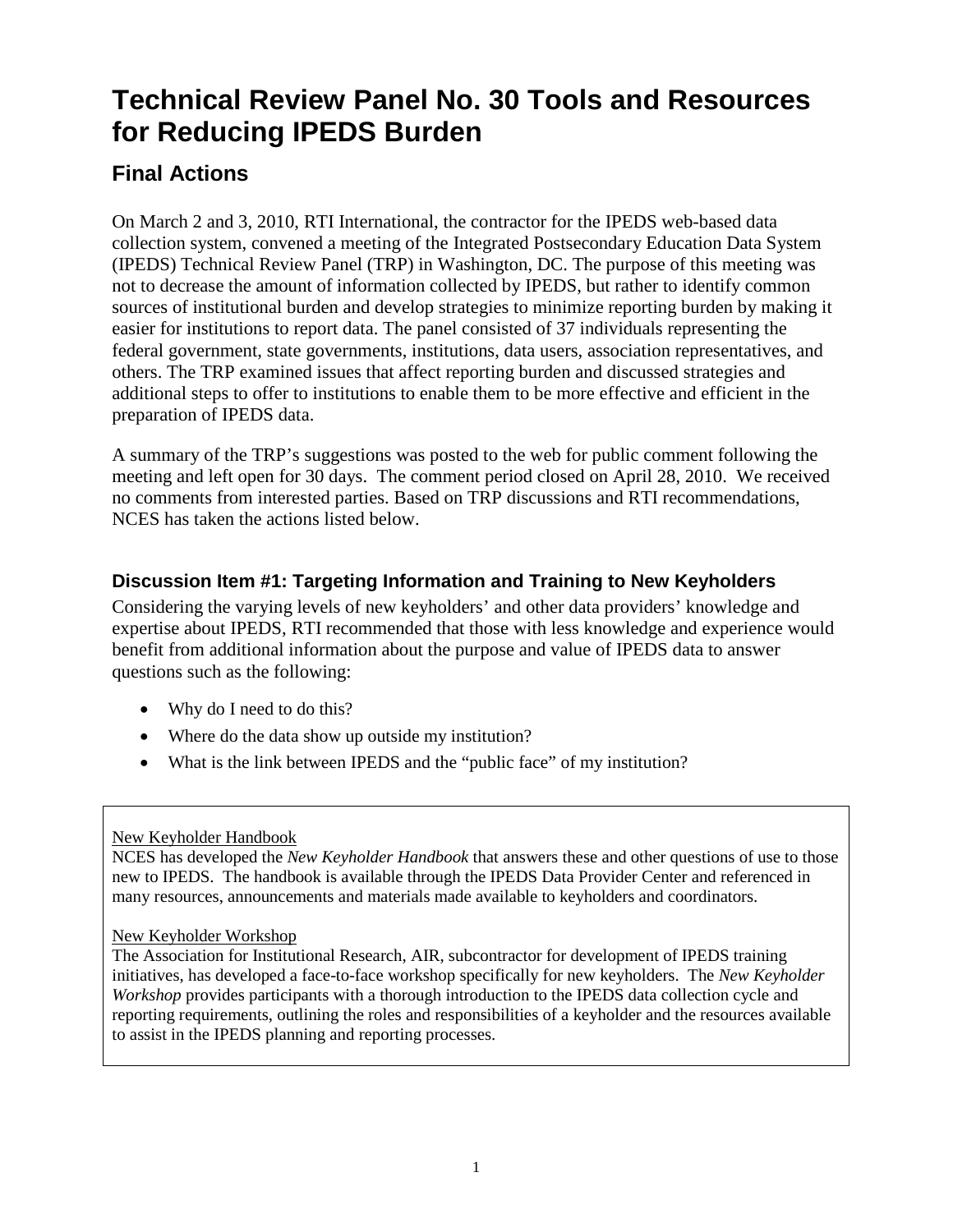# Technical Review Panel No. 30 Tools and Resources for Reducing IPEDS Burden

## Final Actions

On March 2 and 3, 2010, RTI International, the contractor for the IPEDS web-based data collection system, convened a meeting of the Integrated Postsecondary Education Data System (IPEDS) Technical Review Panel (TRP) in Washington, DC. The purpose of this meeting was not to decrease the amount of information collected by IPEDS, but rather to identify common sources of institutional burden and develop strategies to minimize reporting burden by making it easier for institutions to report data. The panel consisted of 37 individuals representing the federal government, state governments, institutions, data users, association representatives, and others. The TRP examined issues that affect reporting burden and discussed strategies and additional steps to offer to institutions to enable them to be more effective and efficient in the preparation of IPEDS data.

A summary of the TRP's suggestions was posted to the web for public comment following the meeting and left open for 30 days. The comment period closed on April 28, 2010. We received no comments from interested parties. Based on TRP discussions and RTI recommendations, NCES has taken the actions listed below.

### Discussion Item #1: Targeting Information and Training to New Keyholders

Considering the varying levels of new keyholders' and other data providers' knowledge and expertise about IPEDS, RTI recommended that those with less knowledge and experience would benefit from additional information about the purpose and value of IPEDS data to answer questions such as the following:

- Why do I need to do this?
- Where do the data show up outside my institution?
- What is the link between IPEDS and the "public face" of my institution?

New Keyholder Handbook

NCES has developed the *New Keyholder Handbook* that answers these and other questions of use to those new to IPEDS. The handbook is available through the IPEDS Data Provider Center and referenced in many resources, announcements and materials made available to keyholders and coordinators.

New Keyholder Workshop

The Association for Institutional Research, AIR, subcontractor for development of IPEDS training initiatives, has developed a face-to-face workshop specifically for new keyholders. The *New Keyholder Workshop* provides participants with a thorough introduction to the IPEDS data collection cycle and reporting requirements, outlining the roles and responsibilities of a keyholder and the resources available to assist in the IPEDS planning and reporting processes.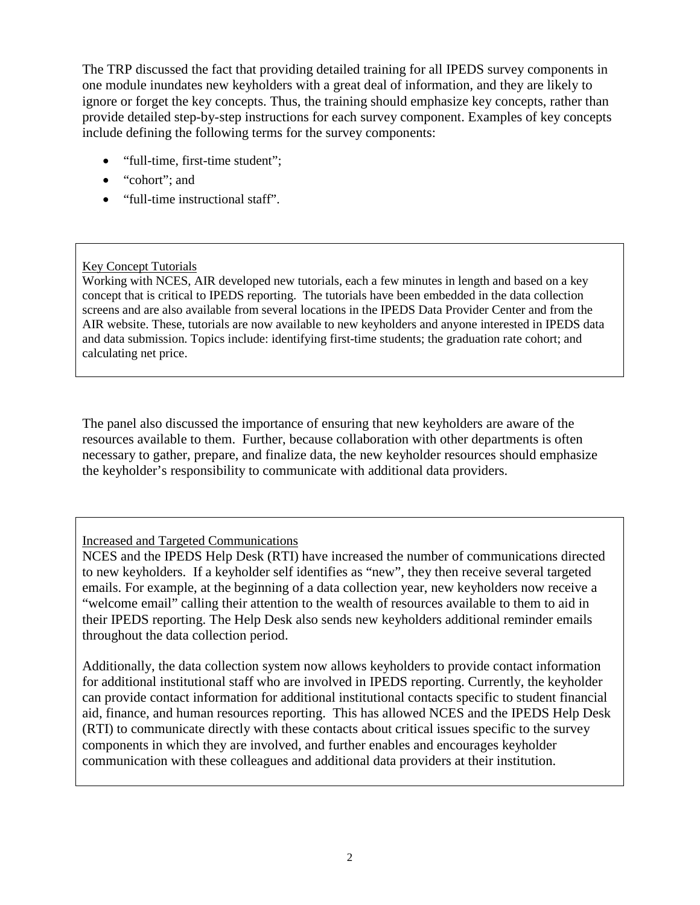The TRP discussed the fact that providing detailed training for all IPEDS survey components in one module inundates new keyholders with a great deal of information, and they are likely to ignore or forget the key concepts. Thus, the training should emphasize key concepts, rather than provide detailed step-by-step instructions for each survey component. Examples of key concepts include defining the following terms for the survey components:

- "full-time, first-time student";
- "cohort"; and
- "full-time instructional staff".

> <u>Key Concept Tutorials</u>
>
> Working with NCES, AIR developed new tutorials, each a few minutes in length and based on a key concept that is critical to IPEDS reporting. The tutorials have been embedded in the data collection screens and are also available from several locations in the IPEDS Data Provider Center and from the AIR website. These, tutorials are now available to new keyholders and anyone interested in IPEDS data and data submission. Topics include: identifying first-time students; the graduation rate cohort; and calculating net price.

The panel also discussed the importance of ensuring that new keyholders are aware of the resources available to them. Further, because collaboration with other departments is often necessary to gather, prepare, and finalize data, the new keyholder resources should emphasize the keyholder's responsibility to communicate with additional data providers.

> <u>Increased and Targeted Communications</u>
>
> NCES and the IPEDS Help Desk (RTI) have increased the number of communications directed to new keyholders. If a keyholder self identifies as "new", they then receive several targeted emails. For example, at the beginning of a data collection year, new keyholders now receive a "welcome email" calling their attention to the wealth of resources available to them to aid in their IPEDS reporting. The Help Desk also sends new keyholders additional reminder emails throughout the data collection period.
>
> Additionally, the data collection system now allows keyholders to provide contact information for additional institutional staff who are involved in IPEDS reporting. Currently, the keyholder can provide contact information for additional institutional contacts specific to student financial aid, finance, and human resources reporting. This has allowed NCES and the IPEDS Help Desk (RTI) to communicate directly with these contacts about critical issues specific to the survey components in which they are involved, and further enables and encourages keyholder communication with these colleagues and additional data providers at their institution.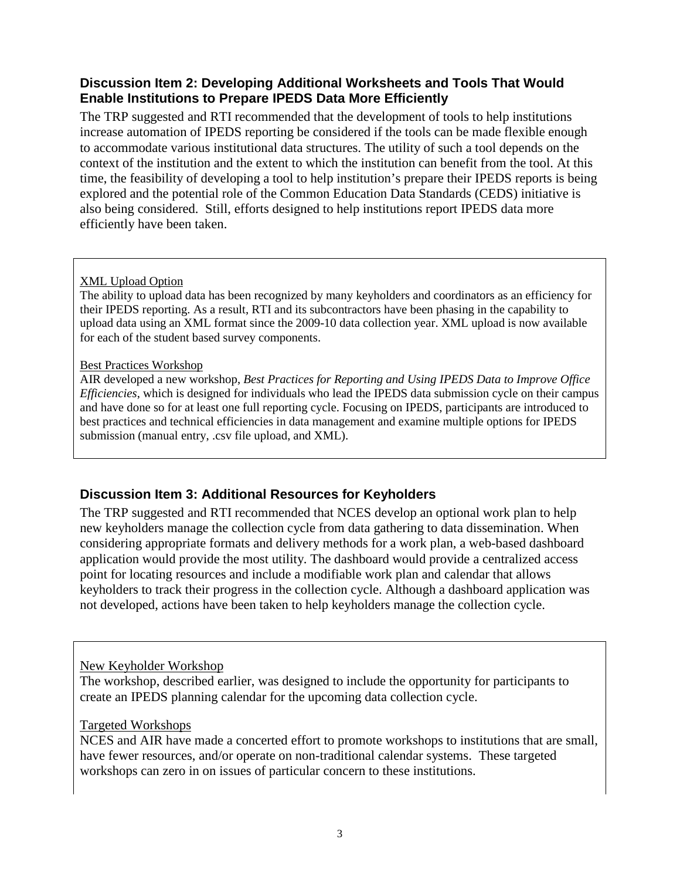### Discussion Item 2: Developing Additional Worksheets and Tools That Would Enable Institutions to Prepare IPEDS Data More Efficiently

The TRP suggested and RTI recommended that the development of tools to help institutions increase automation of IPEDS reporting be considered if the tools can be made flexible enough to accommodate various institutional data structures. The utility of such a tool depends on the context of the institution and the extent to which the institution can benefit from the tool. At this time, the feasibility of developing a tool to help institution's prepare their IPEDS reports is being explored and the potential role of the Common Education Data Standards (CEDS) initiative is also being considered. Still, efforts designed to help institutions report IPEDS data more efficiently have been taken.

<u>XML Upload Option</u>
The ability to upload data has been recognized by many keyholders and coordinators as an efficiency for their IPEDS reporting. As a result, RTI and its subcontractors have been phasing in the capability to upload data using an XML format since the 2009-10 data collection year. XML upload is now available for each of the student based survey components.

<u>Best Practices Workshop</u>
AIR developed a new workshop, *Best Practices for Reporting and Using IPEDS Data to Improve Office Efficiencies*, which is designed for individuals who lead the IPEDS data submission cycle on their campus and have done so for at least one full reporting cycle. Focusing on IPEDS, participants are introduced to best practices and technical efficiencies in data management and examine multiple options for IPEDS submission (manual entry, .csv file upload, and XML).

### Discussion Item 3: Additional Resources for Keyholders

The TRP suggested and RTI recommended that NCES develop an optional work plan to help new keyholders manage the collection cycle from data gathering to data dissemination. When considering appropriate formats and delivery methods for a work plan, a web-based dashboard application would provide the most utility. The dashboard would provide a centralized access point for locating resources and include a modifiable work plan and calendar that allows keyholders to track their progress in the collection cycle. Although a dashboard application was not developed, actions have been taken to help keyholders manage the collection cycle.

<u>New Keyholder Workshop</u>
The workshop, described earlier, was designed to include the opportunity for participants to create an IPEDS planning calendar for the upcoming data collection cycle.

<u>Targeted Workshops</u>
NCES and AIR have made a concerted effort to promote workshops to institutions that are small, have fewer resources, and/or operate on non-traditional calendar systems. These targeted workshops can zero in on issues of particular concern to these institutions.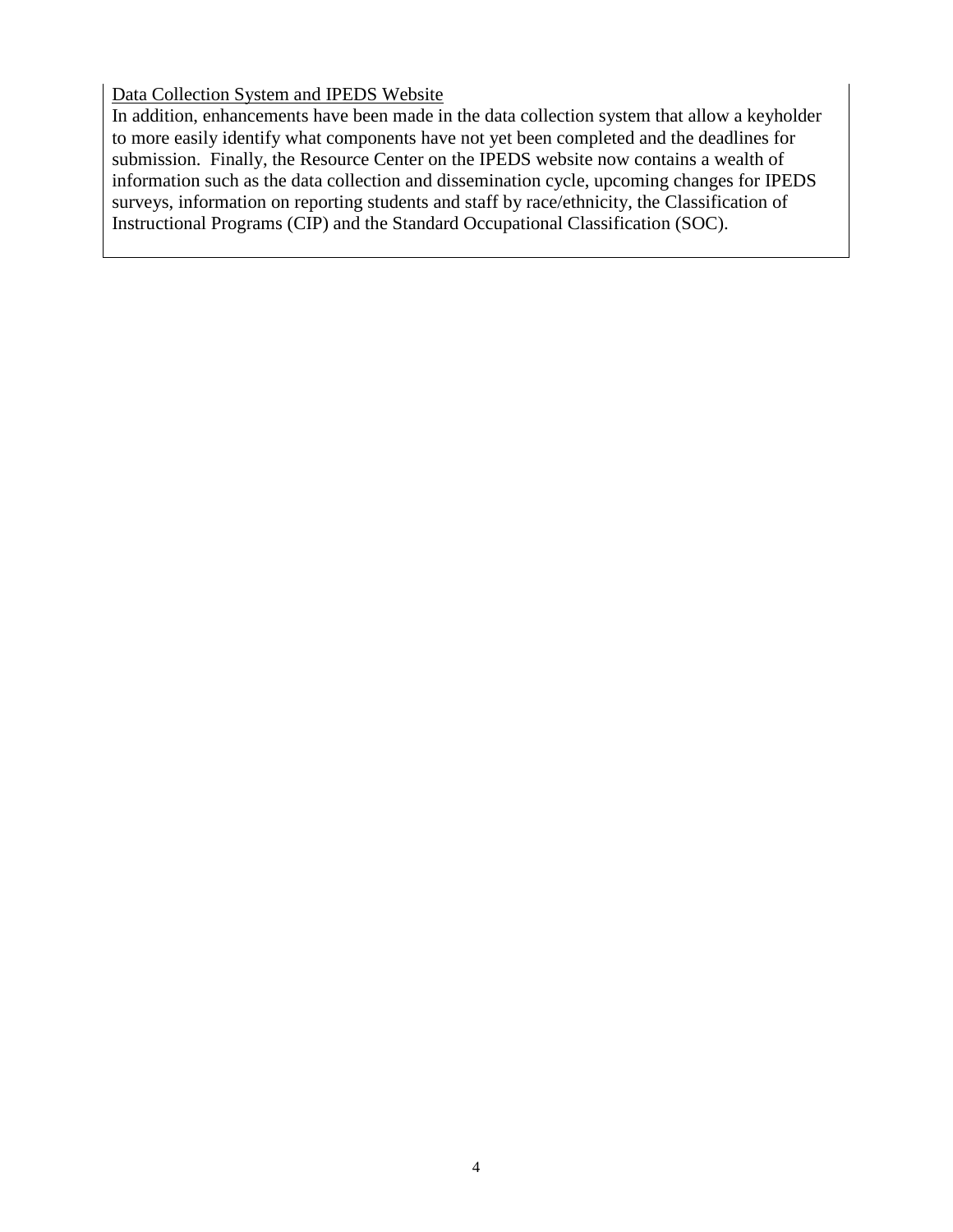<u>Data Collection System and IPEDS Website</u>

In addition, enhancements have been made in the data collection system that allow a keyholder to more easily identify what components have not yet been completed and the deadlines for submission. Finally, the Resource Center on the IPEDS website now contains a wealth of information such as the data collection and dissemination cycle, upcoming changes for IPEDS surveys, information on reporting students and staff by race/ethnicity, the Classification of Instructional Programs (CIP) and the Standard Occupational Classification (SOC).